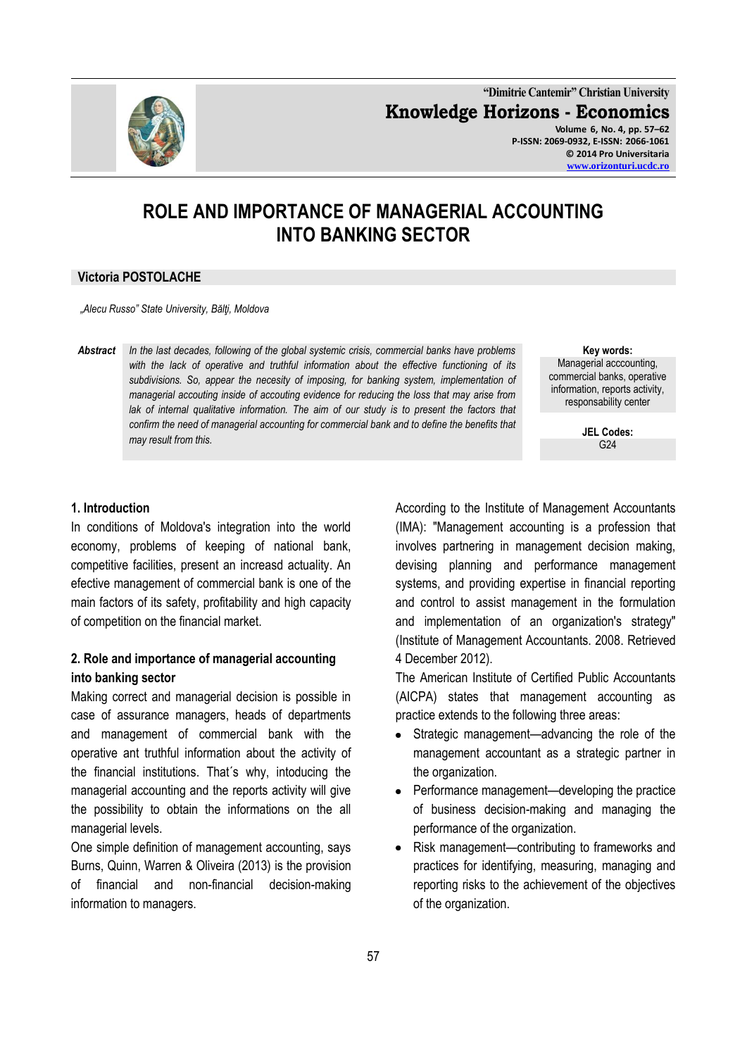# ROLE AND IMPORTANCE OF MANAGERIAL ACCOUNTING INTO BANKING SECTOR

**Victoria POSTOLACHE**

*„Alecu Russo" State University, Bălţi, Moldova*

***Abstract*** *In the last decades, following of the global systemic crisis, commercial banks have problems with the lack of operative and truthful information about the effective functioning of its subdivisions. So, appear the necesity of imposing, for banking system, implementation of managerial accouting inside of accouting evidence for reducing the loss that may arise from lak of internal qualitative information. The aim of our study is to present the factors that confirm the need of managerial accounting for commercial bank and to define the benefits that may result from this.*

**Key words:** Managerial acccounting, commercial banks, operative information, reports activity, responsability center

**JEL Codes:** G24

## 1. Introduction

In conditions of Moldova's integration into the world economy, problems of keeping of national bank, competitive facilities, present an increasd actuality. An efective management of commercial bank is one of the main factors of its safety, profitability and high capacity of competition on the financial market.

## 2. Role and importance of managerial accounting into banking sector

Making correct and managerial decision is possible in case of assurance managers, heads of departments and management of commercial bank with the operative ant truthful information about the activity of the financial institutions. That´s why, intoducing the managerial accounting and the reports activity will give the possibility to obtain the informations on the all managerial levels.

One simple definition of management accounting, says Burns, Quinn, Warren & Oliveira (2013) is the provision of financial and non-financial decision-making information to managers.

According to the Institute of Management Accountants (IMA): "Management accounting is a profession that involves partnering in management decision making, devising planning and performance management systems, and providing expertise in financial reporting and control to assist management in the formulation and implementation of an organization's strategy" (Institute of Management Accountants. 2008. Retrieved 4 December 2012).

The American Institute of Certified Public Accountants (AICPA) states that management accounting as practice extends to the following three areas:

- Strategic management—advancing the role of the management accountant as a strategic partner in the organization.
- Performance management—developing the practice of business decision-making and managing the performance of the organization.
- Risk management—contributing to frameworks and practices for identifying, measuring, managing and reporting risks to the achievement of the objectives of the organization.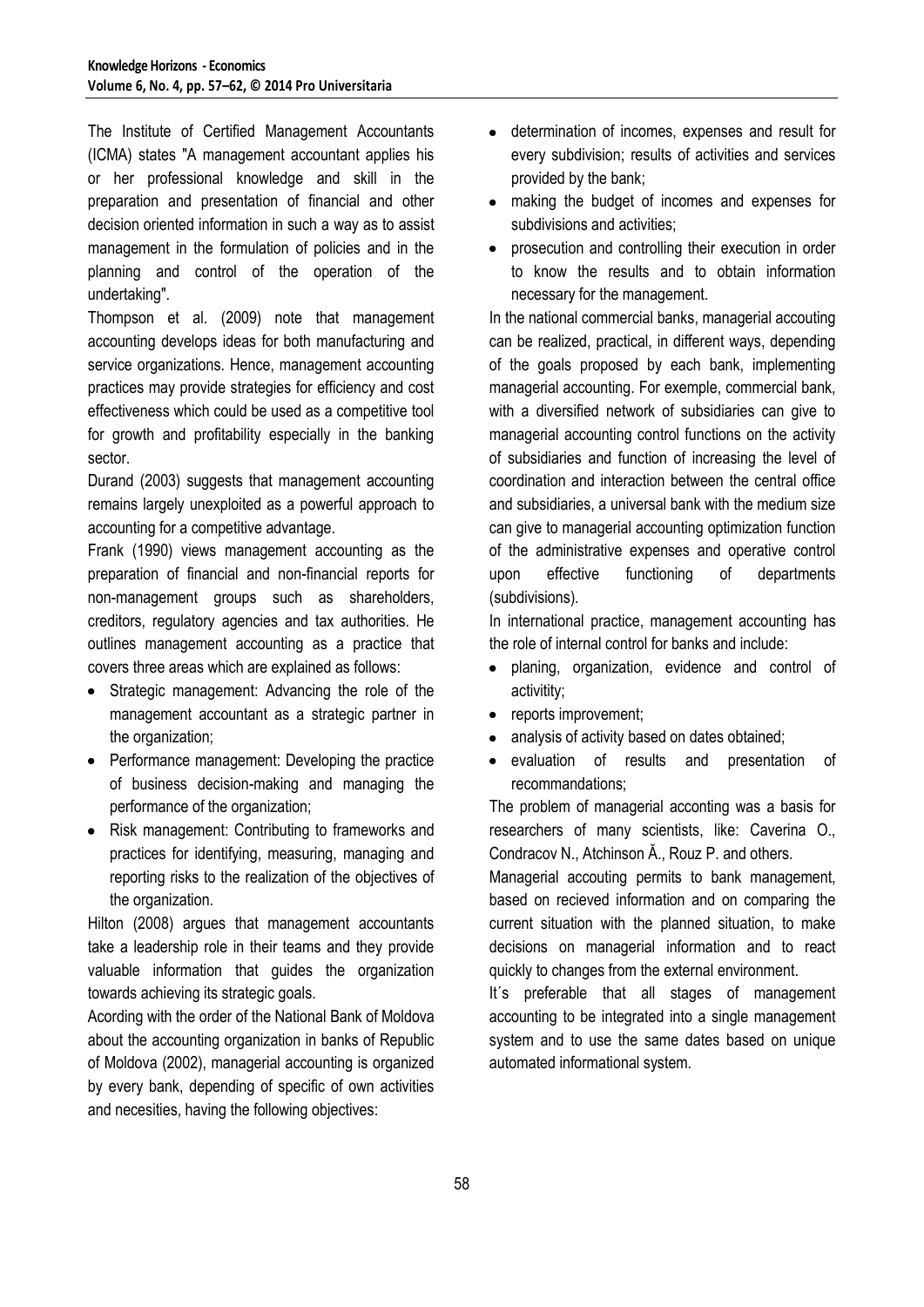The Institute of Certified Management Accountants (ICMA) states "A management accountant applies his or her professional knowledge and skill in the preparation and presentation of financial and other decision oriented information in such a way as to assist management in the formulation of policies and in the planning and control of the operation of the undertaking".

Thompson et al. (2009) note that management accounting develops ideas for both manufacturing and service organizations. Hence, management accounting practices may provide strategies for efficiency and cost effectiveness which could be used as a competitive tool for growth and profitability especially in the banking sector.

Durand (2003) suggests that management accounting remains largely unexploited as a powerful approach to accounting for a competitive advantage.

Frank (1990) views management accounting as the preparation of financial and non-financial reports for non-management groups such as shareholders, creditors, regulatory agencies and tax authorities. He outlines management accounting as a practice that covers three areas which are explained as follows:

- Strategic management: Advancing the role of the management accountant as a strategic partner in the organization;
- Performance management: Developing the practice of business decision-making and managing the performance of the organization;
- Risk management: Contributing to frameworks and practices for identifying, measuring, managing and reporting risks to the realization of the objectives of the organization.

Hilton (2008) argues that management accountants take a leadership role in their teams and they provide valuable information that guides the organization towards achieving its strategic goals.

Acording with the order of the National Bank of Moldova about the accounting organization in banks of Republic of Moldova (2002), managerial accounting is organized by every bank, depending of specific of own activities and necesities, having the following objectives:

- determination of incomes, expenses and result for every subdivision; results of activities and services provided by the bank;
- making the budget of incomes and expenses for subdivisions and activities;
- prosecution and controlling their execution in order to know the results and to obtain information necessary for the management.

In the national commercial banks, managerial accouting can be realized, practical, in different ways, depending of the goals proposed by each bank, implementing managerial accounting. For exemple, commercial bank, with a diversified network of subsidiaries can give to managerial accounting control functions on the activity of subsidiaries and function of increasing the level of coordination and interaction between the central office and subsidiaries, a universal bank with the medium size can give to managerial accounting optimization function of the administrative expenses and operative control upon effective functioning of departments (subdivisions).

In international practice, management accounting has the role of internal control for banks and include:

- planing, organization, evidence and control of activitity;
- reports improvement;
- analysis of activity based on dates obtained;
- evaluation of results and presentation of recommandations;

The problem of managerial acconting was a basis for researchers of many scientists, like: Caverina O., Condracov N., Atchinson Ă., Rouz P. and others.

Managerial accouting permits to bank management, based on recieved information and on comparing the current situation with the planned situation, to make decisions on managerial information and to react quickly to changes from the external environment.

It´s preferable that all stages of management accounting to be integrated into a single management system and to use the same dates based on unique automated informational system.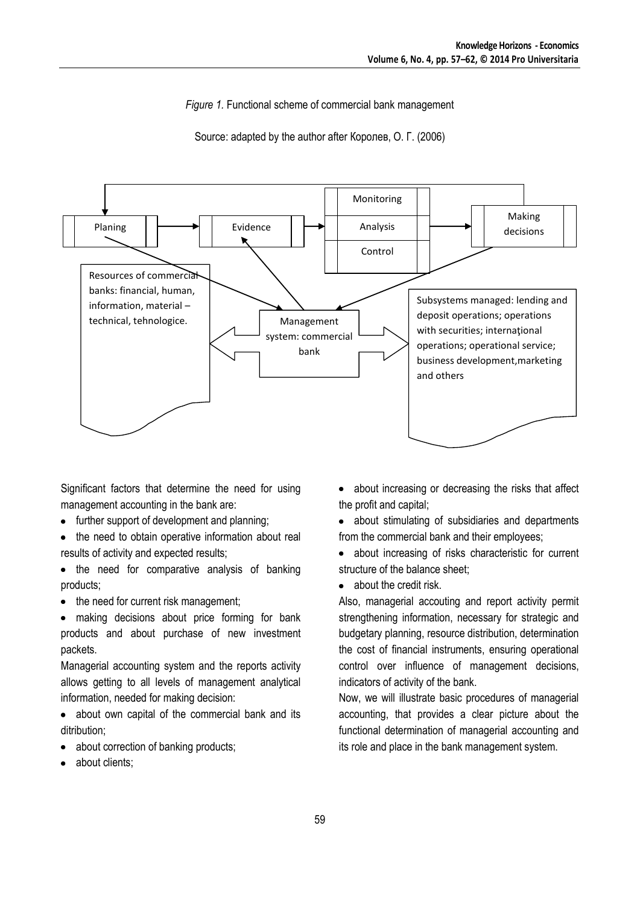*Figure 1.* Functional scheme of commercial bank management

Source: adapted by the author after Королев, О. Г. (2006)

Planing → Evidence → Monitoring / Analysis / Control → Making decisions

Resources of commercial banks: financial, human, information, material – technical, tehnologice.

Management system: commercial bank

Subsystems managed: lending and deposit operations; operations with securities; internaţional operations; operational service; business development,marketing and others

Significant factors that determine the need for using management accounting in the bank are:

- further support of development and planning;
- the need to obtain operative information about real results of activity and expected results;
- the need for comparative analysis of banking products;
- the need for current risk management;
- making decisions about price forming for bank products and about purchase of new investment packets.

Managerial accounting system and the reports activity allows getting to all levels of management analytical information, needed for making decision:

- about own capital of the commercial bank and its ditribution;
- about correction of banking products;
- about clients;
- about increasing or decreasing the risks that affect the profit and capital;
- about stimulating of subsidiaries and departments from the commercial bank and their employees;
- about increasing of risks characteristic for current structure of the balance sheet;
- about the credit risk.

Also, managerial accouting and report activity permit strengthening information, necessary for strategic and budgetary planning, resource distribution, determination the cost of financial instruments, ensuring operational control over influence of management decisions, indicators of activity of the bank.

Now, we will illustrate basic procedures of managerial accounting, that provides a clear picture about the functional determination of managerial accounting and its role and place in the bank management system.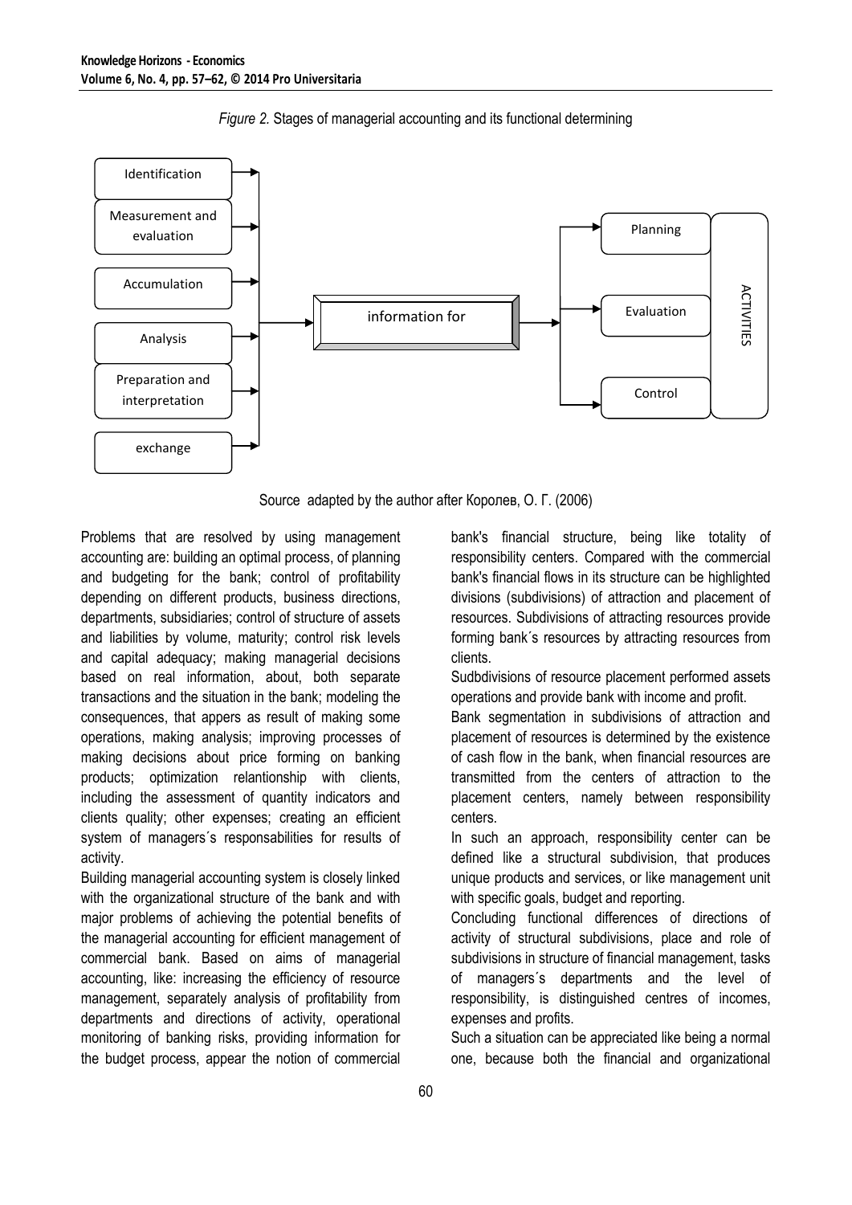*Figure 2.* Stages of managerial accounting and its functional determining

Identification
Measurement and evaluation
Accumulation
Analysis
Preparation and interpretation
exchange

information for

Planning
Evaluation
Control

ACTIVITIES

Source adapted by the author after Королев, О. Г. (2006)

Problems that are resolved by using management accounting are: building an optimal process, of planning and budgeting for the bank; control of profitability depending on different products, business directions, departments, subsidiaries; control of structure of assets and liabilities by volume, maturity; control risk levels and capital adequacy; making managerial decisions based on real information, about, both separate transactions and the situation in the bank; modeling the consequences, that appers as result of making some operations, making analysis; improving processes of making decisions about price forming on banking products; optimization relantionship with clients, including the assessment of quantity indicators and clients quality; other expenses; creating an efficient system of managers´s responsabilities for results of activity.

Building managerial accounting system is closely linked with the organizational structure of the bank and with major problems of achieving the potential benefits of the managerial accounting for efficient management of commercial bank. Based on aims of managerial accounting, like: increasing the efficiency of resource management, separately analysis of profitability from departments and directions of activity, operational monitoring of banking risks, providing information for the budget process, appear the notion of commercial bank's financial structure, being like totality of responsibility centers. Compared with the commercial bank's financial flows in its structure can be highlighted divisions (subdivisions) of attraction and placement of resources. Subdivisions of attracting resources provide forming bank´s resources by attracting resources from clients.

Sudbdivisions of resource placement performed assets operations and provide bank with income and profit.

Bank segmentation in subdivisions of attraction and placement of resources is determined by the existence of cash flow in the bank, when financial resources are transmitted from the centers of attraction to the placement centers, namely between responsibility centers.

In such an approach, responsibility center can be defined like a structural subdivision, that produces unique products and services, or like management unit with specific goals, budget and reporting.

Concluding functional differences of directions of activity of structural subdivisions, place and role of subdivisions in structure of financial management, tasks of managers´s departments and the level of responsibility, is distinguished centres of incomes, expenses and profits.

Such a situation can be appreciated like being a normal one, because both the financial and organizational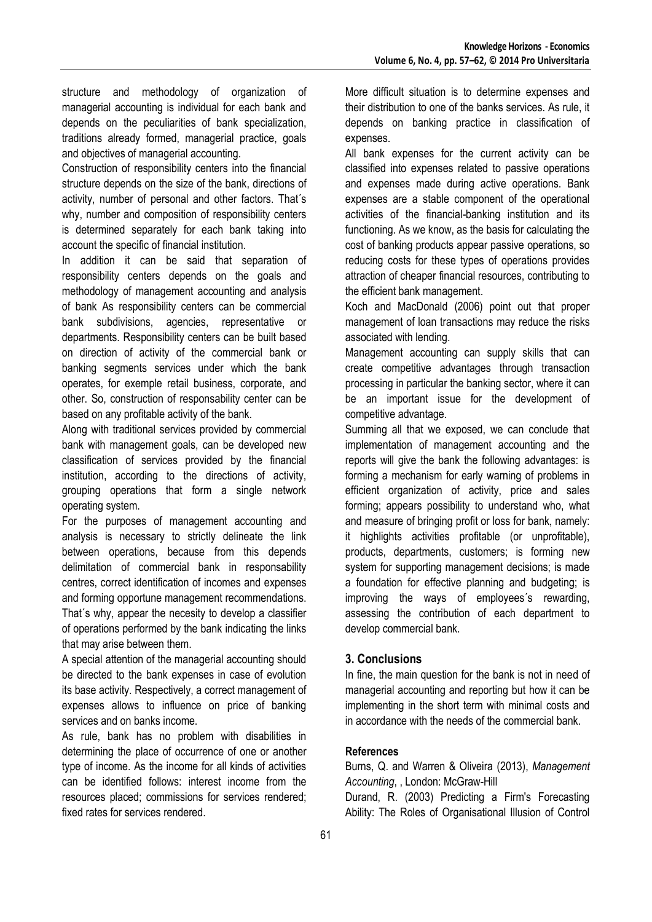structure and methodology of organization of managerial accounting is individual for each bank and depends on the peculiarities of bank specialization, traditions already formed, managerial practice, goals and objectives of managerial accounting.

Construction of responsibility centers into the financial structure depends on the size of the bank, directions of activity, number of personal and other factors. That´s why, number and composition of responsibility centers is determined separately for each bank taking into account the specific of financial institution.

In addition it can be said that separation of responsibility centers depends on the goals and methodology of management accounting and analysis of bank As responsibility centers can be commercial bank subdivisions, agencies, representative or departments. Responsibility centers can be built based on direction of activity of the commercial bank or banking segments services under which the bank operates, for exemple retail business, corporate, and other. So, construction of responsability center can be based on any profitable activity of the bank.

Along with traditional services provided by commercial bank with management goals, can be developed new classification of services provided by the financial institution, according to the directions of activity, grouping operations that form a single network operating system.

For the purposes of management accounting and analysis is necessary to strictly delineate the link between operations, because from this depends delimitation of commercial bank in responsability centres, correct identification of incomes and expenses and forming opportune management recommendations. That´s why, appear the necesity to develop a classifier of operations performed by the bank indicating the links that may arise between them.

A special attention of the managerial accounting should be directed to the bank expenses in case of evolution its base activity. Respectively, a correct management of expenses allows to influence on price of banking services and on banks income.

As rule, bank has no problem with disabilities in determining the place of occurrence of one or another type of income. As the income for all kinds of activities can be identified follows: interest income from the resources placed; commissions for services rendered; fixed rates for services rendered.

More difficult situation is to determine expenses and their distribution to one of the banks services. As rule, it depends on banking practice in classification of expenses.

All bank expenses for the current activity can be classified into expenses related to passive operations and expenses made during active operations. Bank expenses are a stable component of the operational activities of the financial-banking institution and its functioning. As we know, as the basis for calculating the cost of banking products appear passive operations, so reducing costs for these types of operations provides attraction of cheaper financial resources, contributing to the efficient bank management.

Koch and MacDonald (2006) point out that proper management of loan transactions may reduce the risks associated with lending.

Management accounting can supply skills that can create competitive advantages through transaction processing in particular the banking sector, where it can be an important issue for the development of competitive advantage.

Summing all that we exposed, we can conclude that implementation of management accounting and the reports will give the bank the following advantages: is forming a mechanism for early warning of problems in efficient organization of activity, price and sales forming; appears possibility to understand who, what and measure of bringing profit or loss for bank, namely: it highlights activities profitable (or unprofitable), products, departments, customers; is forming new system for supporting management decisions; is made a foundation for effective planning and budgeting; is improving the ways of employees´s rewarding, assessing the contribution of each department to develop commercial bank.

## 3. Conclusions

In fine, the main question for the bank is not in need of managerial accounting and reporting but how it can be implementing in the short term with minimal costs and in accordance with the needs of the commercial bank.

### References

Burns, Q. and Warren & Oliveira (2013), *Management Accounting*, , London: McGraw-Hill

Durand, R. (2003) Predicting a Firm's Forecasting Ability: The Roles of Organisational Illusion of Control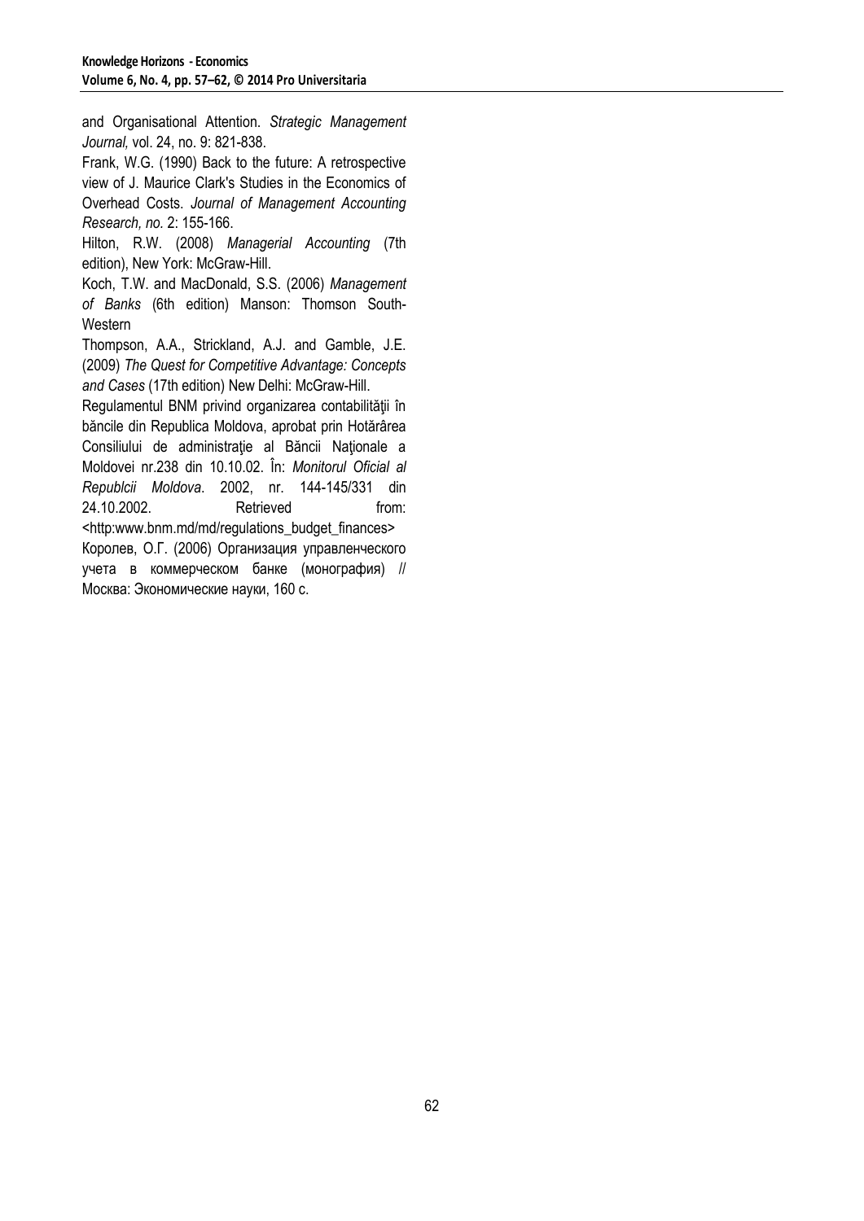and Organisational Attention. *Strategic Management Journal,* vol. 24, no. 9: 821-838.

Frank, W.G. (1990) Back to the future: A retrospective view of J. Maurice Clark's Studies in the Economics of Overhead Costs. *Journal of Management Accounting Research, no.* 2: 155-166.

Hilton, R.W. (2008) *Managerial Accounting* (7th edition), New York: McGraw-Hill.

Koch, T.W. and MacDonald, S.S. (2006) *Management of Banks* (6th edition) Manson: Thomson South-Western

Thompson, A.A., Strickland, A.J. and Gamble, J.E. (2009) *The Quest for Competitive Advantage: Concepts and Cases* (17th edition) New Delhi: McGraw-Hill.

Regulamentul BNM privind organizarea contabilităţii în băncile din Republica Moldova, aprobat prin Hotărârea Consiliului de administraţie al Băncii Naţionale a Moldovei nr.238 din 10.10.02. În: *Monitorul Oficial al Republcii Moldova*. 2002, nr. 144-145/331 din 24.10.2002. Retrieved from: <http:www.bnm.md/md/regulations_budget_finances>

Королев, О.Г. (2006) Организация управленческого учета в коммерческом банке (монография) // Москва: Экономические науки, 160 с.